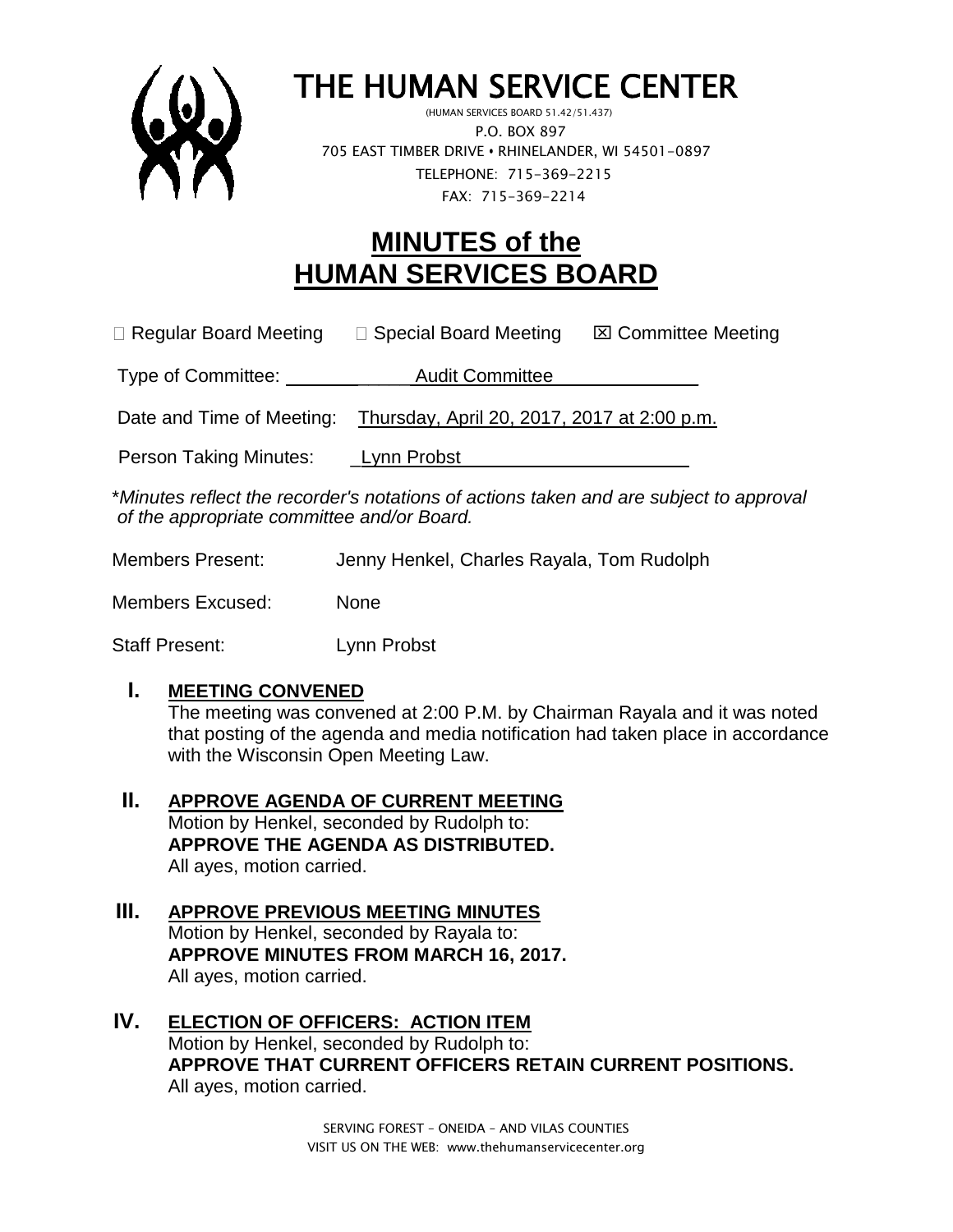# THE HUMAN SERVICE CENTER

(HUMAN SERVICES BOARD 51.42/51.437)
P.O. BOX 897
705 EAST TIMBER DRIVE • RHINELANDER, WI 54501-0897
TELEPHONE: 715-369-2215
FAX: 715-369-2214

# MINUTES of the HUMAN SERVICES BOARD

☐ Regular Board Meeting ☐ Special Board Meeting ☒ Committee Meeting

Type of Committee: Audit Committee

Date and Time of Meeting: Thursday, April 20, 2017, 2017 at 2:00 p.m.

Person Taking Minutes: Lynn Probst

\**Minutes reflect the recorder's notations of actions taken and are subject to approval of the appropriate committee and/or Board.*

Members Present: Jenny Henkel, Charles Rayala, Tom Rudolph

Members Excused: None

Staff Present: Lynn Probst

## I. MEETING CONVENED

The meeting was convened at 2:00 P.M. by Chairman Rayala and it was noted that posting of the agenda and media notification had taken place in accordance with the Wisconsin Open Meeting Law.

## II. APPROVE AGENDA OF CURRENT MEETING

Motion by Henkel, seconded by Rudolph to:
**APPROVE THE AGENDA AS DISTRIBUTED.**
All ayes, motion carried.

## III. APPROVE PREVIOUS MEETING MINUTES

Motion by Henkel, seconded by Rayala to:
**APPROVE MINUTES FROM MARCH 16, 2017.**
All ayes, motion carried.

## IV. ELECTION OF OFFICERS: ACTION ITEM

Motion by Henkel, seconded by Rudolph to:
**APPROVE THAT CURRENT OFFICERS RETAIN CURRENT POSITIONS.**
All ayes, motion carried.

SERVING FOREST – ONEIDA – AND VILAS COUNTIES
VISIT US ON THE WEB: www.thehumanservicecenter.org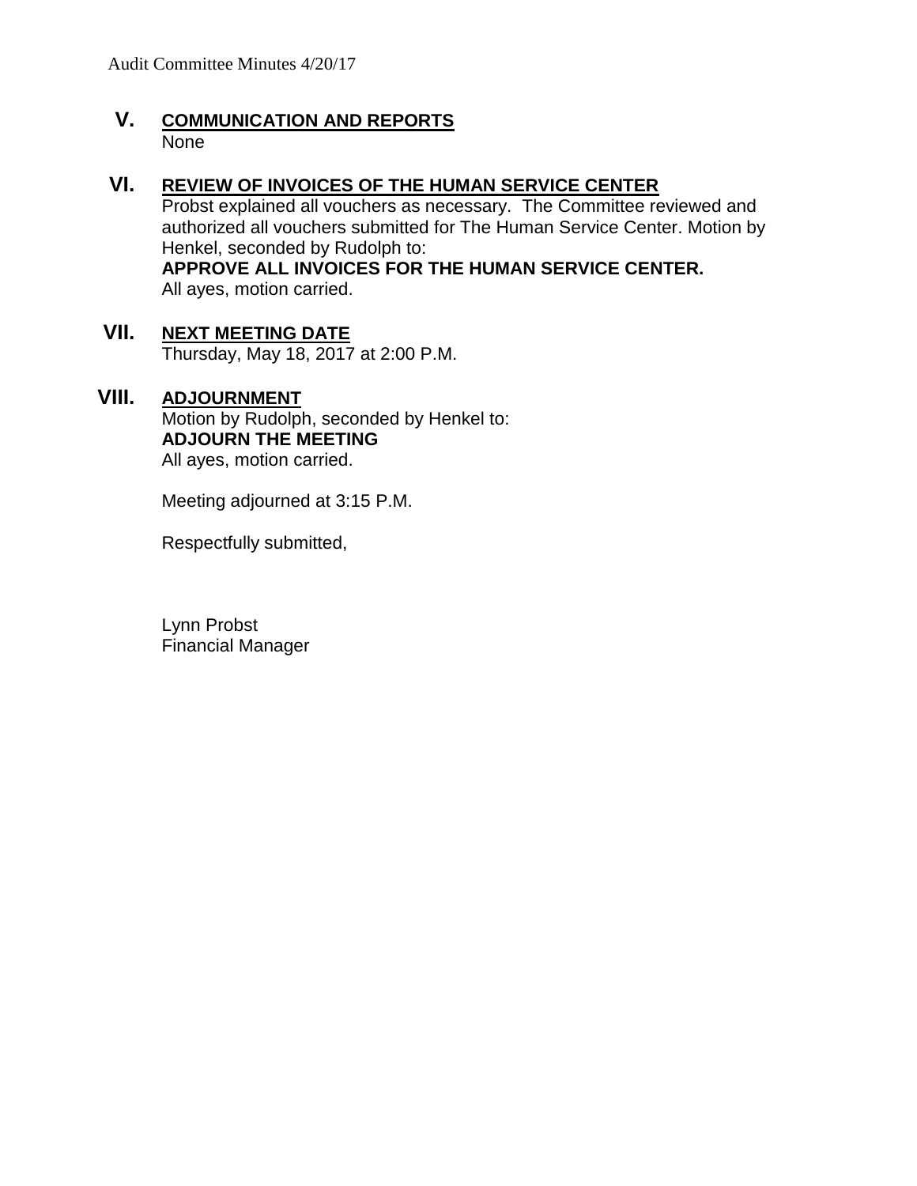## V. COMMUNICATION AND REPORTS

None

## VI. REVIEW OF INVOICES OF THE HUMAN SERVICE CENTER

Probst explained all vouchers as necessary. The Committee reviewed and authorized all vouchers submitted for The Human Service Center. Motion by Henkel, seconded by Rudolph to:

**APPROVE ALL INVOICES FOR THE HUMAN SERVICE CENTER.**

All ayes, motion carried.

## VII. NEXT MEETING DATE

Thursday, May 18, 2017 at 2:00 P.M.

## VIII. ADJOURNMENT

Motion by Rudolph, seconded by Henkel to:

**ADJOURN THE MEETING**

All ayes, motion carried.

Meeting adjourned at 3:15 P.M.

Respectfully submitted,

Lynn Probst
Financial Manager